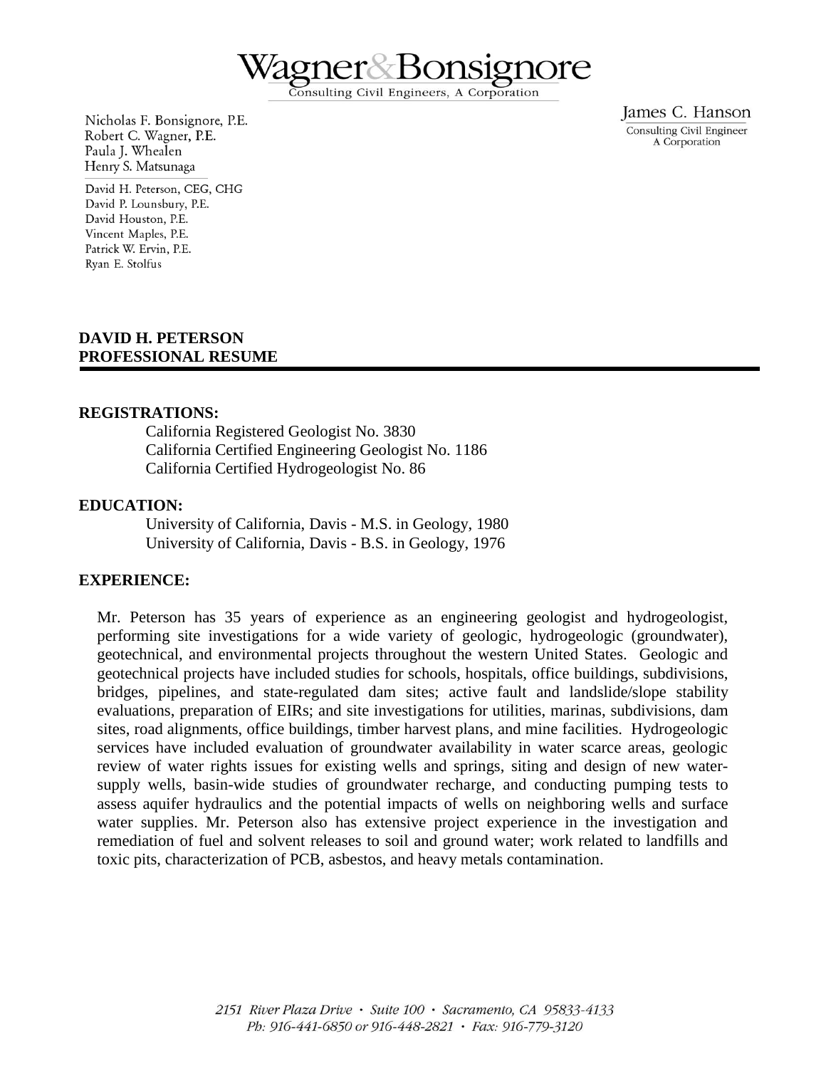# Wagner&Bonsignore

Consulting Civil Engineers, A Corporation

Nicholas F. Bonsignore, P.E.
Robert C. Wagner, P.E.
Paula J. Whealen
Henry S. Matsunaga

David H. Peterson, CEG, CHG
David P. Lounsbury, P.E.
David Houston, P.E.
Vincent Maples, P.E.
Patrick W. Ervin, P.E.
Ryan E. Stolfus

James C. Hanson
Consulting Civil Engineer
A Corporation

**DAVID H. PETERSON**
**PROFESSIONAL RESUME**

---

**REGISTRATIONS:**

California Registered Geologist No. 3830
California Certified Engineering Geologist No. 1186
California Certified Hydrogeologist No. 86

**EDUCATION:**

University of California, Davis - M.S. in Geology, 1980
University of California, Davis - B.S. in Geology, 1976

**EXPERIENCE:**

Mr. Peterson has 35 years of experience as an engineering geologist and hydrogeologist, performing site investigations for a wide variety of geologic, hydrogeologic (groundwater), geotechnical, and environmental projects throughout the western United States. Geologic and geotechnical projects have included studies for schools, hospitals, office buildings, subdivisions, bridges, pipelines, and state-regulated dam sites; active fault and landslide/slope stability evaluations, preparation of EIRs; and site investigations for utilities, marinas, subdivisions, dam sites, road alignments, office buildings, timber harvest plans, and mine facilities. Hydrogeologic services have included evaluation of groundwater availability in water scarce areas, geologic review of water rights issues for existing wells and springs, siting and design of new water-supply wells, basin-wide studies of groundwater recharge, and conducting pumping tests to assess aquifer hydraulics and the potential impacts of wells on neighboring wells and surface water supplies. Mr. Peterson also has extensive project experience in the investigation and remediation of fuel and solvent releases to soil and ground water; work related to landfills and toxic pits, characterization of PCB, asbestos, and heavy metals contamination.

2151 River Plaza Drive • Suite 100 • Sacramento, CA 95833-4133
Ph: 916-441-6850 or 916-448-2821 • Fax: 916-779-3120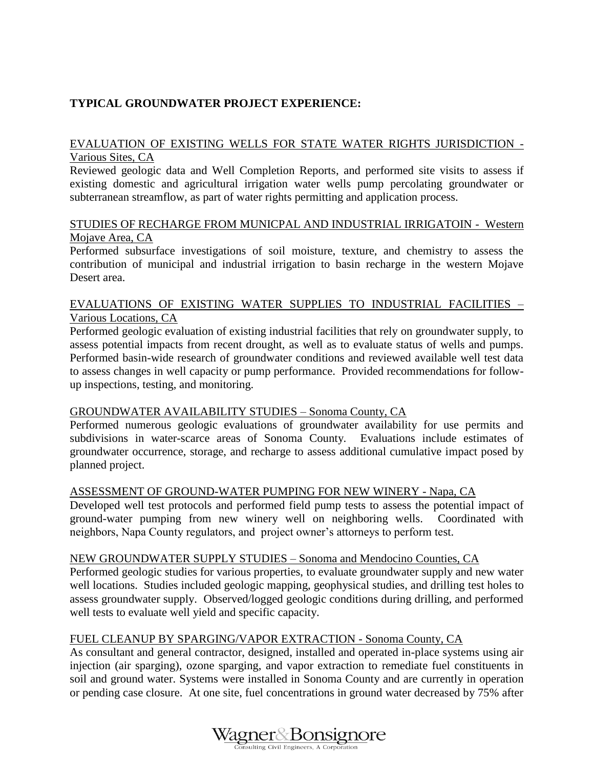**TYPICAL GROUNDWATER PROJECT EXPERIENCE:**

EVALUATION OF EXISTING WELLS FOR STATE WATER RIGHTS JURISDICTION - Various Sites, CA

Reviewed geologic data and Well Completion Reports, and performed site visits to assess if existing domestic and agricultural irrigation water wells pump percolating groundwater or subterranean streamflow, as part of water rights permitting and application process.

STUDIES OF RECHARGE FROM MUNICPAL AND INDUSTRIAL IRRIGATOIN - Western Mojave Area, CA

Performed subsurface investigations of soil moisture, texture, and chemistry to assess the contribution of municipal and industrial irrigation to basin recharge in the western Mojave Desert area.

EVALUATIONS OF EXISTING WATER SUPPLIES TO INDUSTRIAL FACILITIES – Various Locations, CA

Performed geologic evaluation of existing industrial facilities that rely on groundwater supply, to assess potential impacts from recent drought, as well as to evaluate status of wells and pumps. Performed basin-wide research of groundwater conditions and reviewed available well test data to assess changes in well capacity or pump performance. Provided recommendations for follow-up inspections, testing, and monitoring.

GROUNDWATER AVAILABILITY STUDIES – Sonoma County, CA

Performed numerous geologic evaluations of groundwater availability for use permits and subdivisions in water-scarce areas of Sonoma County. Evaluations include estimates of groundwater occurrence, storage, and recharge to assess additional cumulative impact posed by planned project.

ASSESSMENT OF GROUND-WATER PUMPING FOR NEW WINERY - Napa, CA

Developed well test protocols and performed field pump tests to assess the potential impact of ground-water pumping from new winery well on neighboring wells. Coordinated with neighbors, Napa County regulators, and project owner's attorneys to perform test.

NEW GROUNDWATER SUPPLY STUDIES – Sonoma and Mendocino Counties, CA

Performed geologic studies for various properties, to evaluate groundwater supply and new water well locations. Studies included geologic mapping, geophysical studies, and drilling test holes to assess groundwater supply. Observed/logged geologic conditions during drilling, and performed well tests to evaluate well yield and specific capacity.

FUEL CLEANUP BY SPARGING/VAPOR EXTRACTION - Sonoma County, CA

As consultant and general contractor, designed, installed and operated in-place systems using air injection (air sparging), ozone sparging, and vapor extraction to remediate fuel constituents in soil and ground water. Systems were installed in Sonoma County and are currently in operation or pending case closure. At one site, fuel concentrations in ground water decreased by 75% after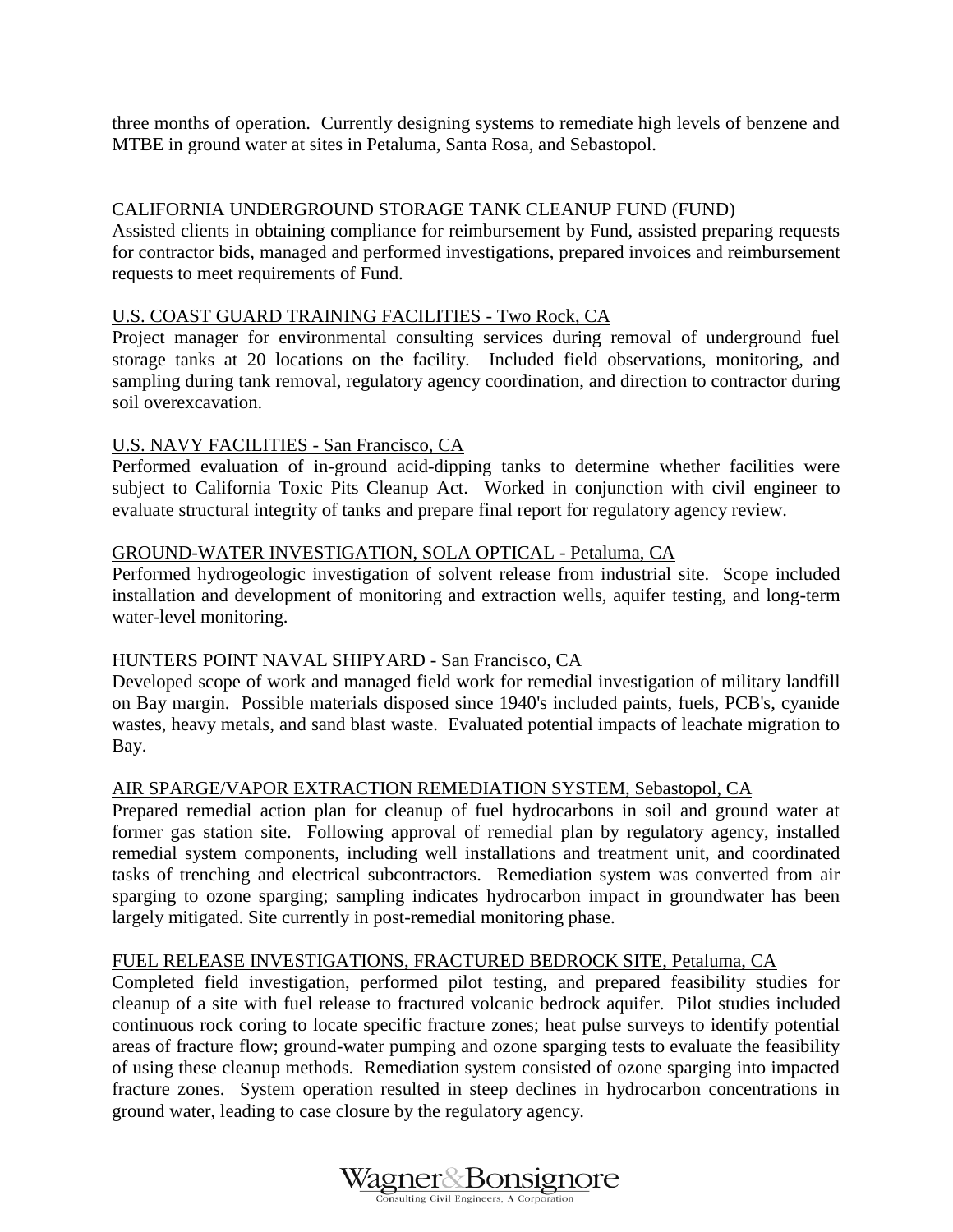three months of operation. Currently designing systems to remediate high levels of benzene and MTBE in ground water at sites in Petaluma, Santa Rosa, and Sebastopol.

CALIFORNIA UNDERGROUND STORAGE TANK CLEANUP FUND (FUND)

Assisted clients in obtaining compliance for reimbursement by Fund, assisted preparing requests for contractor bids, managed and performed investigations, prepared invoices and reimbursement requests to meet requirements of Fund.

U.S. COAST GUARD TRAINING FACILITIES - Two Rock, CA

Project manager for environmental consulting services during removal of underground fuel storage tanks at 20 locations on the facility. Included field observations, monitoring, and sampling during tank removal, regulatory agency coordination, and direction to contractor during soil overexcavation.

U.S. NAVY FACILITIES - San Francisco, CA

Performed evaluation of in-ground acid-dipping tanks to determine whether facilities were subject to California Toxic Pits Cleanup Act. Worked in conjunction with civil engineer to evaluate structural integrity of tanks and prepare final report for regulatory agency review.

GROUND-WATER INVESTIGATION, SOLA OPTICAL - Petaluma, CA

Performed hydrogeologic investigation of solvent release from industrial site. Scope included installation and development of monitoring and extraction wells, aquifer testing, and long-term water-level monitoring.

HUNTERS POINT NAVAL SHIPYARD - San Francisco, CA

Developed scope of work and managed field work for remedial investigation of military landfill on Bay margin. Possible materials disposed since 1940's included paints, fuels, PCB's, cyanide wastes, heavy metals, and sand blast waste. Evaluated potential impacts of leachate migration to Bay.

AIR SPARGE/VAPOR EXTRACTION REMEDIATION SYSTEM, Sebastopol, CA

Prepared remedial action plan for cleanup of fuel hydrocarbons in soil and ground water at former gas station site. Following approval of remedial plan by regulatory agency, installed remedial system components, including well installations and treatment unit, and coordinated tasks of trenching and electrical subcontractors. Remediation system was converted from air sparging to ozone sparging; sampling indicates hydrocarbon impact in groundwater has been largely mitigated. Site currently in post-remedial monitoring phase.

FUEL RELEASE INVESTIGATIONS, FRACTURED BEDROCK SITE, Petaluma, CA

Completed field investigation, performed pilot testing, and prepared feasibility studies for cleanup of a site with fuel release to fractured volcanic bedrock aquifer. Pilot studies included continuous rock coring to locate specific fracture zones; heat pulse surveys to identify potential areas of fracture flow; ground-water pumping and ozone sparging tests to evaluate the feasibility of using these cleanup methods. Remediation system consisted of ozone sparging into impacted fracture zones. System operation resulted in steep declines in hydrocarbon concentrations in ground water, leading to case closure by the regulatory agency.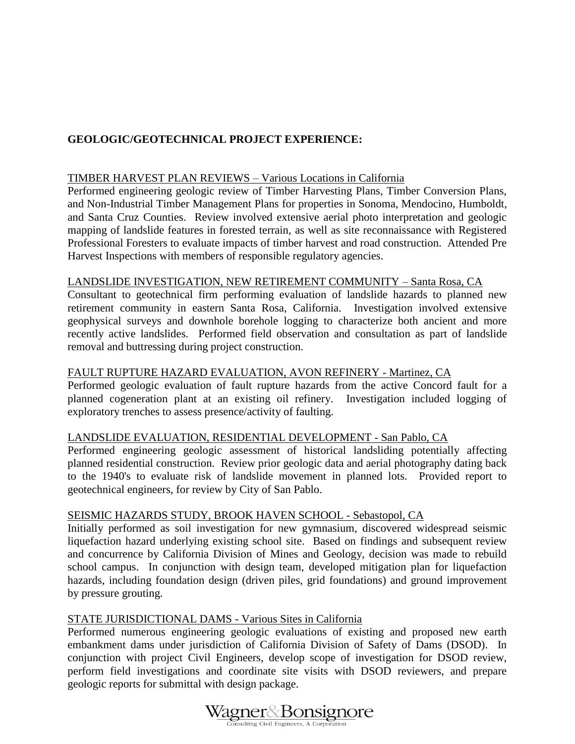**GEOLOGIC/GEOTECHNICAL PROJECT EXPERIENCE:**

TIMBER HARVEST PLAN REVIEWS – Various Locations in California
Performed engineering geologic review of Timber Harvesting Plans, Timber Conversion Plans, and Non-Industrial Timber Management Plans for properties in Sonoma, Mendocino, Humboldt, and Santa Cruz Counties. Review involved extensive aerial photo interpretation and geologic mapping of landslide features in forested terrain, as well as site reconnaissance with Registered Professional Foresters to evaluate impacts of timber harvest and road construction. Attended Pre Harvest Inspections with members of responsible regulatory agencies.

LANDSLIDE INVESTIGATION, NEW RETIREMENT COMMUNITY – Santa Rosa, CA
Consultant to geotechnical firm performing evaluation of landslide hazards to planned new retirement community in eastern Santa Rosa, California. Investigation involved extensive geophysical surveys and downhole borehole logging to characterize both ancient and more recently active landslides. Performed field observation and consultation as part of landslide removal and buttressing during project construction.

FAULT RUPTURE HAZARD EVALUATION, AVON REFINERY - Martinez, CA
Performed geologic evaluation of fault rupture hazards from the active Concord fault for a planned cogeneration plant at an existing oil refinery. Investigation included logging of exploratory trenches to assess presence/activity of faulting.

LANDSLIDE EVALUATION, RESIDENTIAL DEVELOPMENT - San Pablo, CA
Performed engineering geologic assessment of historical landsliding potentially affecting planned residential construction. Review prior geologic data and aerial photography dating back to the 1940's to evaluate risk of landslide movement in planned lots. Provided report to geotechnical engineers, for review by City of San Pablo.

SEISMIC HAZARDS STUDY, BROOK HAVEN SCHOOL - Sebastopol, CA
Initially performed as soil investigation for new gymnasium, discovered widespread seismic liquefaction hazard underlying existing school site. Based on findings and subsequent review and concurrence by California Division of Mines and Geology, decision was made to rebuild school campus. In conjunction with design team, developed mitigation plan for liquefaction hazards, including foundation design (driven piles, grid foundations) and ground improvement by pressure grouting.

STATE JURISDICTIONAL DAMS - Various Sites in California
Performed numerous engineering geologic evaluations of existing and proposed new earth embankment dams under jurisdiction of California Division of Safety of Dams (DSOD). In conjunction with project Civil Engineers, develop scope of investigation for DSOD review, perform field investigations and coordinate site visits with DSOD reviewers, and prepare geologic reports for submittal with design package.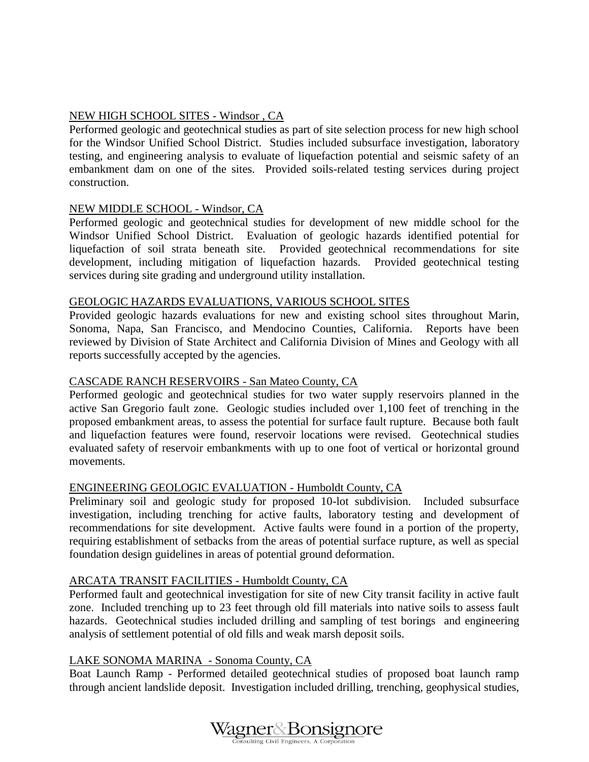NEW HIGH SCHOOL SITES - Windsor , CA

Performed geologic and geotechnical studies as part of site selection process for new high school for the Windsor Unified School District. Studies included subsurface investigation, laboratory testing, and engineering analysis to evaluate of liquefaction potential and seismic safety of an embankment dam on one of the sites. Provided soils-related testing services during project construction.

NEW MIDDLE SCHOOL - Windsor, CA

Performed geologic and geotechnical studies for development of new middle school for the Windsor Unified School District. Evaluation of geologic hazards identified potential for liquefaction of soil strata beneath site. Provided geotechnical recommendations for site development, including mitigation of liquefaction hazards. Provided geotechnical testing services during site grading and underground utility installation.

GEOLOGIC HAZARDS EVALUATIONS, VARIOUS SCHOOL SITES

Provided geologic hazards evaluations for new and existing school sites throughout Marin, Sonoma, Napa, San Francisco, and Mendocino Counties, California. Reports have been reviewed by Division of State Architect and California Division of Mines and Geology with all reports successfully accepted by the agencies.

CASCADE RANCH RESERVOIRS - San Mateo County, CA

Performed geologic and geotechnical studies for two water supply reservoirs planned in the active San Gregorio fault zone. Geologic studies included over 1,100 feet of trenching in the proposed embankment areas, to assess the potential for surface fault rupture. Because both fault and liquefaction features were found, reservoir locations were revised. Geotechnical studies evaluated safety of reservoir embankments with up to one foot of vertical or horizontal ground movements.

ENGINEERING GEOLOGIC EVALUATION - Humboldt County, CA

Preliminary soil and geologic study for proposed 10-lot subdivision. Included subsurface investigation, including trenching for active faults, laboratory testing and development of recommendations for site development. Active faults were found in a portion of the property, requiring establishment of setbacks from the areas of potential surface rupture, as well as special foundation design guidelines in areas of potential ground deformation.

ARCATA TRANSIT FACILITIES - Humboldt County, CA

Performed fault and geotechnical investigation for site of new City transit facility in active fault zone. Included trenching up to 23 feet through old fill materials into native soils to assess fault hazards. Geotechnical studies included drilling and sampling of test borings and engineering analysis of settlement potential of old fills and weak marsh deposit soils.

LAKE SONOMA MARINA - Sonoma County, CA

Boat Launch Ramp - Performed detailed geotechnical studies of proposed boat launch ramp through ancient landslide deposit. Investigation included drilling, trenching, geophysical studies,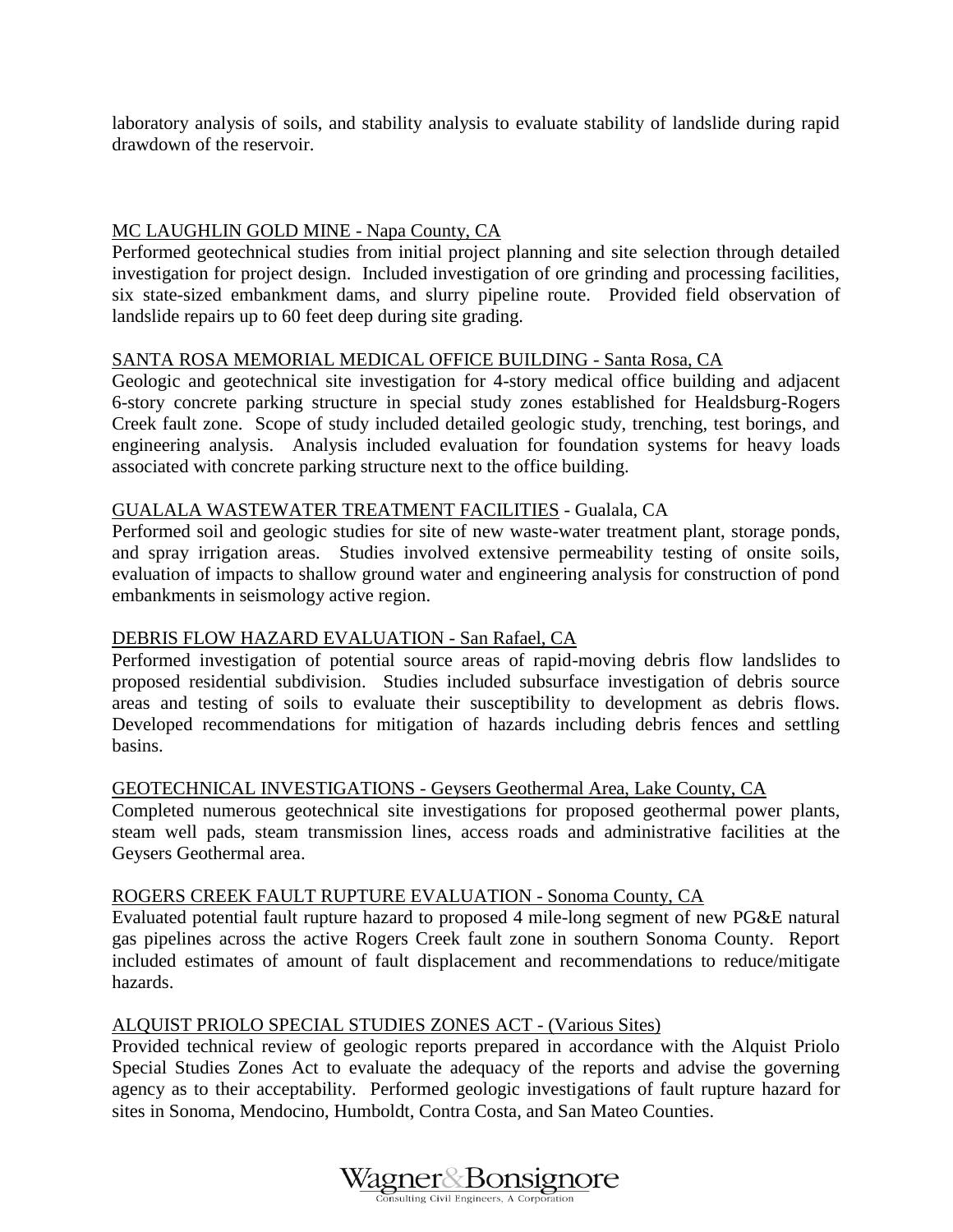laboratory analysis of soils, and stability analysis to evaluate stability of landslide during rapid drawdown of the reservoir.

MC LAUGHLIN GOLD MINE - Napa County, CA

Performed geotechnical studies from initial project planning and site selection through detailed investigation for project design. Included investigation of ore grinding and processing facilities, six state-sized embankment dams, and slurry pipeline route. Provided field observation of landslide repairs up to 60 feet deep during site grading.

SANTA ROSA MEMORIAL MEDICAL OFFICE BUILDING - Santa Rosa, CA

Geologic and geotechnical site investigation for 4-story medical office building and adjacent 6-story concrete parking structure in special study zones established for Healdsburg-Rogers Creek fault zone. Scope of study included detailed geologic study, trenching, test borings, and engineering analysis. Analysis included evaluation for foundation systems for heavy loads associated with concrete parking structure next to the office building.

GUALALA WASTEWATER TREATMENT FACILITIES - Gualala, CA

Performed soil and geologic studies for site of new waste-water treatment plant, storage ponds, and spray irrigation areas. Studies involved extensive permeability testing of onsite soils, evaluation of impacts to shallow ground water and engineering analysis for construction of pond embankments in seismology active region.

DEBRIS FLOW HAZARD EVALUATION - San Rafael, CA

Performed investigation of potential source areas of rapid-moving debris flow landslides to proposed residential subdivision. Studies included subsurface investigation of debris source areas and testing of soils to evaluate their susceptibility to development as debris flows. Developed recommendations for mitigation of hazards including debris fences and settling basins.

GEOTECHNICAL INVESTIGATIONS - Geysers Geothermal Area, Lake County, CA

Completed numerous geotechnical site investigations for proposed geothermal power plants, steam well pads, steam transmission lines, access roads and administrative facilities at the Geysers Geothermal area.

ROGERS CREEK FAULT RUPTURE EVALUATION - Sonoma County, CA

Evaluated potential fault rupture hazard to proposed 4 mile-long segment of new PG&E natural gas pipelines across the active Rogers Creek fault zone in southern Sonoma County. Report included estimates of amount of fault displacement and recommendations to reduce/mitigate hazards.

ALQUIST PRIOLO SPECIAL STUDIES ZONES ACT - (Various Sites)

Provided technical review of geologic reports prepared in accordance with the Alquist Priolo Special Studies Zones Act to evaluate the adequacy of the reports and advise the governing agency as to their acceptability. Performed geologic investigations of fault rupture hazard for sites in Sonoma, Mendocino, Humboldt, Contra Costa, and San Mateo Counties.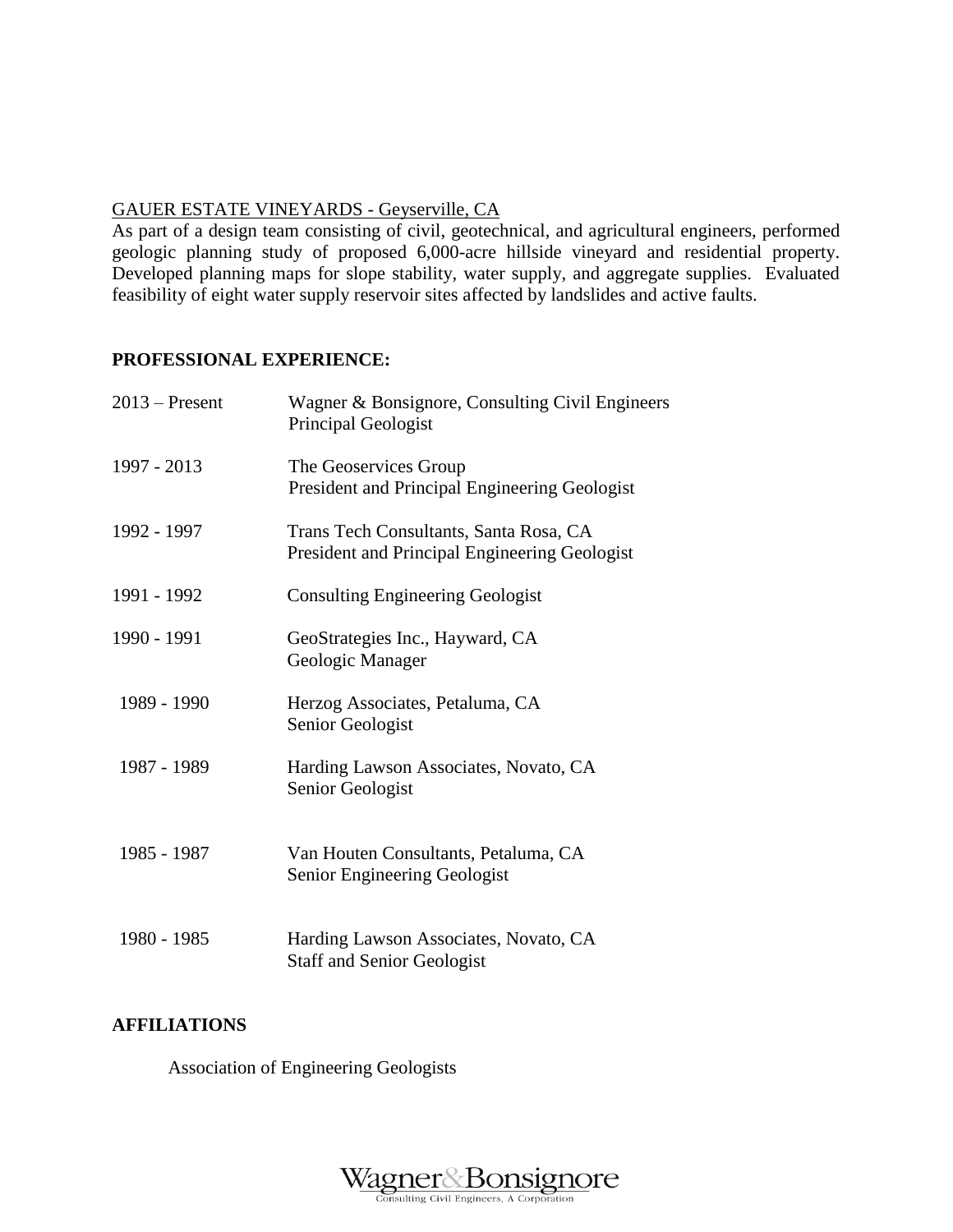GAUER ESTATE VINEYARDS - Geyserville, CA

As part of a design team consisting of civil, geotechnical, and agricultural engineers, performed geologic planning study of proposed 6,000-acre hillside vineyard and residential property. Developed planning maps for slope stability, water supply, and aggregate supplies. Evaluated feasibility of eight water supply reservoir sites affected by landslides and active faults.

**PROFESSIONAL EXPERIENCE:**

| | |
|---|---|
| 2013 – Present | Wagner & Bonsignore, Consulting Civil Engineers<br>Principal Geologist |
| 1997 - 2013 | The Geoservices Group<br>President and Principal Engineering Geologist |
| 1992 - 1997 | Trans Tech Consultants, Santa Rosa, CA<br>President and Principal Engineering Geologist |
| 1991 - 1992 | Consulting Engineering Geologist |
| 1990 - 1991 | GeoStrategies Inc., Hayward, CA<br>Geologic Manager |
| 1989 - 1990 | Herzog Associates, Petaluma, CA<br>Senior Geologist |
| 1987 - 1989 | Harding Lawson Associates, Novato, CA<br>Senior Geologist |
| 1985 - 1987 | Van Houten Consultants, Petaluma, CA<br>Senior Engineering Geologist |
| 1980 - 1985 | Harding Lawson Associates, Novato, CA<br>Staff and Senior Geologist |

**AFFILIATIONS**

Association of Engineering Geologists